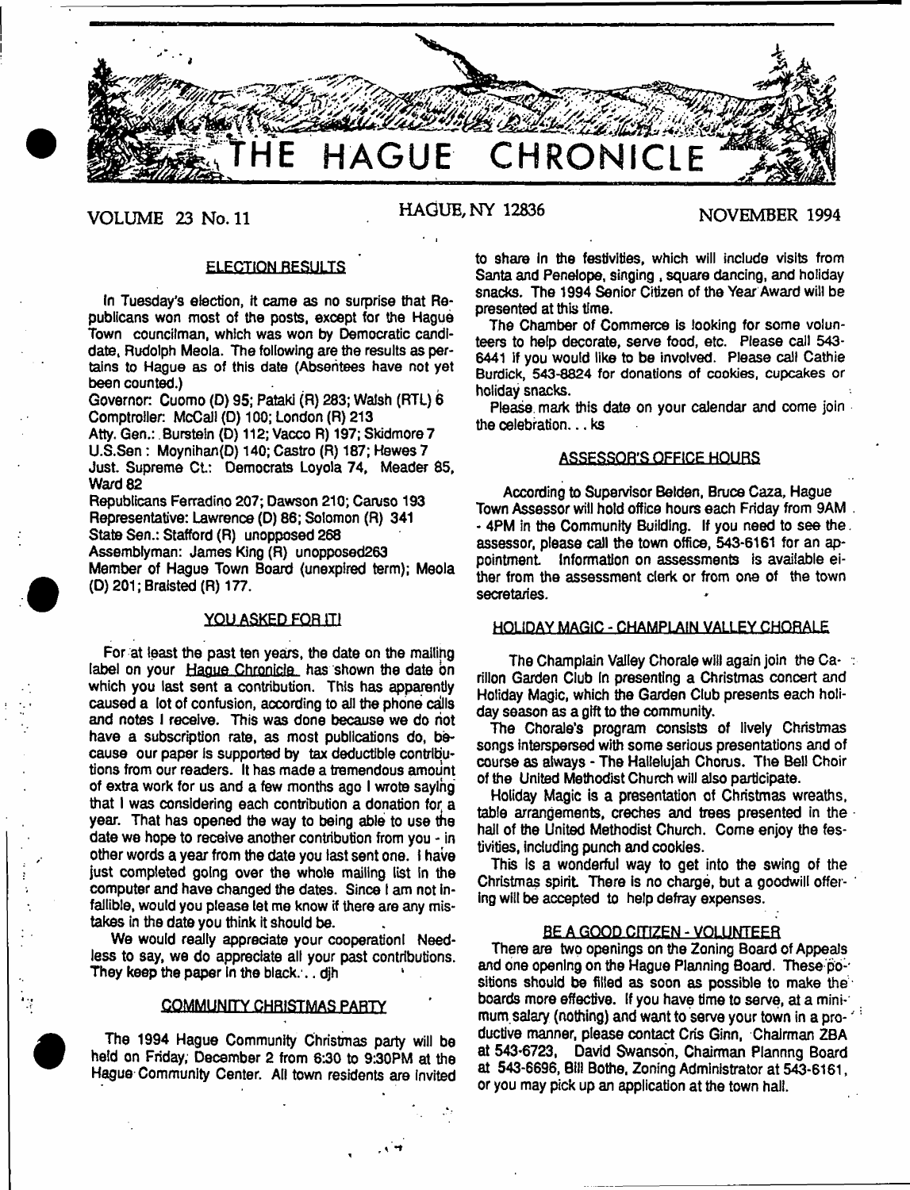# THE HAGUE CHRONICLE

VOLUME 23 No. 11 — HAGUE, NY 12836 — NOVEMBER 1994

## ELECTION RESULTS

In Tuesday's election, it came as no surprise that Republicans won most of the posts, except for the Hague Town councilman, which was won by Democratic candidate, Rudolph Meola. The following are the results as pertains to Hague as of this date (Absentees have not yet been counted.)

Governor: Cuomo (D) 95; Pataki (R) 283; Walsh (RTL) 6
Comptroller: McCall (D) 100; London (R) 213
Atty. Gen.: Burstein (D) 112; Vacco R) 197; Skidmore 7
U.S.Sen: Moynihan(D) 140; Castro (R) 187; Hewes 7
Just. Supreme Ct.: Democrats Loyola 74, Meader 85, Ward 82
Republicans Ferradino 207; Dawson 210; Caruso 193
Representative: Lawrence (D) 86; Solomon (R) 341
State Sen.: Stafford (R) unopposed 268
Assemblyman: James King (R) unopposed263
Member of Hague Town Board (unexpired term); Meola (D) 201; Braisted (R) 177.

## YOU ASKED FOR IT!

For at least the past ten years, the date on the mailing label on your Hague Chronicle has shown the date on which you last sent a contribution. This has apparently caused a lot of confusion, according to all the phone calls and notes I receive. This was done because we do not have a subscription rate, as most publications do, because our paper is supported by tax deductible contributions from our readers. It has made a tremendous amount of extra work for us and a few months ago I wrote saying that I was considering each contribution a donation for a year. That has opened the way to being able to use the date we hope to receive another contribution from you - in other words a year from the date you last sent one. I have just completed going over the whole mailing list in the computer and have changed the dates. Since I am not infallible, would you please let me know if there are any mistakes in the date you think it should be.

We would really appreciate your cooperation! Needless to say, we do appreciate all your past contributions. They keep the paper in the black... djh

## COMMUNITY CHRISTMAS PARTY

The 1994 Hague Community Christmas party will be held on Friday, December 2 from 6:30 to 9:30PM at the Hague Community Center. All town residents are invited to share in the festivities, which will include visits from Santa and Penelope, singing , square dancing, and holiday snacks. The 1994 Senior Citizen of the Year Award will be presented at this time.

The Chamber of Commerce is looking for some volunteers to help decorate, serve food, etc. Please call 543-6441 if you would like to be involved. Please call Cathie Burdick, 543-8824 for donations of cookies, cupcakes or holiday snacks.

Please mark this date on your calendar and come join the celebration... ks

## ASSESSOR'S OFFICE HOURS

According to Supervisor Belden, Bruce Caza, Hague Town Assessor will hold office hours each Friday from 9AM - 4PM in the Community Building. If you need to see the assessor, please call the town office, 543-6161 for an appointment. Information on assessments is available either from the assessment clerk or from one of the town secretaries.

## HOLIDAY MAGIC - CHAMPLAIN VALLEY CHORALE

The Champlain Valley Chorale will again join the Carillon Garden Club in presenting a Christmas concert and Holiday Magic, which the Garden Club presents each holiday season as a gift to the community.

The Chorale's program consists of lively Christmas songs interspersed with some serious presentations and of course as always - The Hallelujah Chorus. The Bell Choir of the United Methodist Church will also participate.

Holiday Magic is a presentation of Christmas wreaths, table arrangements, creches and trees presented in the hall of the United Methodist Church. Come enjoy the festivities, including punch and cookies.

This is a wonderful way to get into the swing of the Christmas spirit. There is no charge, but a goodwill offering will be accepted to help defray expenses.

## BE A GOOD CITIZEN - VOLUNTEER

There are two openings on the Zoning Board of Appeals and one opening on the Hague Planning Board. These positions should be filled as soon as possible to make the boards more effective. If you have time to serve, at a minimum salary (nothing) and want to serve your town in a productive manner, please contact Cris Ginn, Chairman ZBA at 543-6723, David Swanson, Chairman Plannng Board at 543-6696, Bill Bothe, Zoning Administrator at 543-6161, or you may pick up an application at the town hall.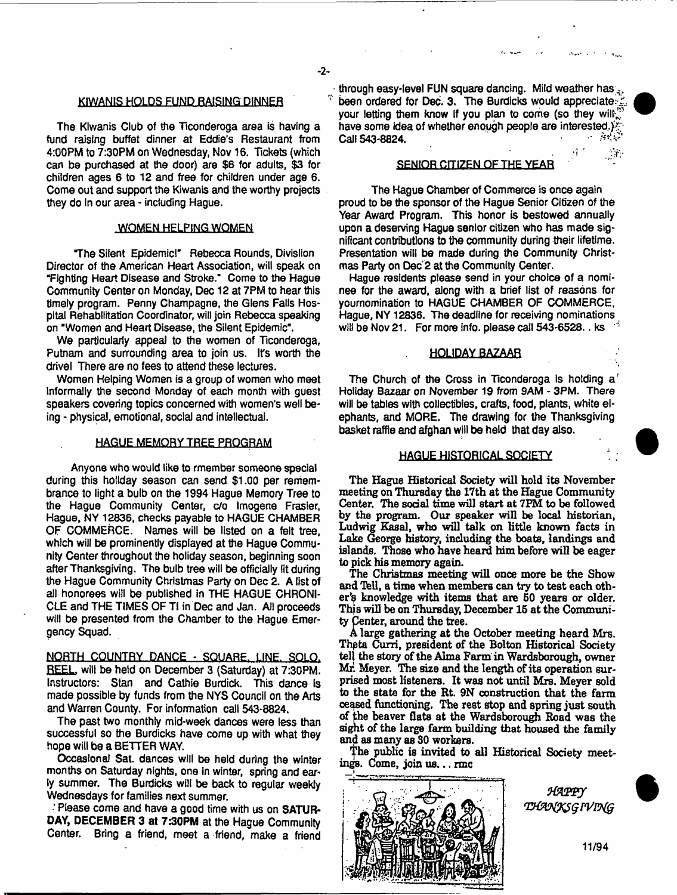## KIWANIS HOLDS FUND RAISING DINNER

The Kiwanis Club of the Ticonderoga area is having a fund raising buffet dinner at Eddie's Restaurant from 4:00PM to 7:30PM on Wednesday, Nov 16. Tickets (which can be purchased at the door) are $6 for adults, $3 for children ages 6 to 12 and free for children under age 6. Come out and support the Kiwanis and the worthy projects they do in our area - including Hague.

## WOMEN HELPING WOMEN

"The Silent Epidemic!" Rebecca Rounds, Divislion Director of the American Heart Association, will speak on "Fighting Heart Disease and Stroke." Come to the Hague Community Center on Monday, Dec 12 at 7PM to hear this timely program. Penny Champagne, the Glens Falls Hospital Rehabilitation Coordinator, will join Rebecca speaking on "Women and Heart Disease, the Silent Epidemic".

We particularly appeal to the women of Ticonderoga, Putnam and surrounding area to join us. It's worth the drive! There are no fees to attend these lectures.

Women Helping Women is a group of women who meet informally the second Monday of each month with guest speakers covering topics concerned with women's well being - physical, emotional, social and intellectual.

## HAGUE MEMORY TREE PROGRAM

Anyone who would like to rmember someone special during this holiday season can send $1.00 per remembrance to light a bulb on the 1994 Hague Memory Tree to the Hague Community Center, c/o Imogene Frasier, Hague, NY 12836, checks payable to HAGUE CHAMBER OF COMMERCE. Names will be listed on a felt tree, which will be prominently displayed at the Hague Community Center throughout the holiday season, beginning soon after Thanksgiving. The bulb tree will be officially lit during the Hague Community Christmas Party on Dec 2. A list of all honorees will be published in THE HAGUE CHRONICLE and THE TIMES OF TI in Dec and Jan. All proceeds will be presented from the Chamber to the Hague Emergency Squad.

NORTH COUNTRY DANCE - SQUARE, LINE, SOLO, REEL, will be held on December 3 (Saturday) at 7:30PM. Instructors: Stan and Cathie Burdick. This dance is made possible by funds from the NYS Council on the Arts and Warren County. For information call 543-8824.

The past two monthly mid-week dances were less than successful so the Burdicks have come up with what they hope will be a BETTER WAY.

Occasional Sat. dances will be held during the winter months on Saturday nights, one in winter, spring and early summer. The Burdicks will be back to regular weekly Wednesdays for families next summer.

Please come and have a good time with us on **SATURDAY, DECEMBER 3 at 7:30PM** at the Hague Community Center. Bring a friend, meet a friend, make a friend through easy-level FUN square dancing. Mild weather has been ordered for Dec. 3. The Burdicks would appreciate your letting them know if you plan to come (so they will have some idea of whether enough people are interested.) Call 543-8824.

## SENIOR CITIZEN OF THE YEAR

The Hague Chamber of Commerce is once again proud to be the sponsor of the Hague Senior Citizen of the Year Award Program. This honor is bestowed annually upon a deserving Hague senior citizen who has made significant contributions to the community during their lifetime. Presentation will be made during the Community Christmas Party on Dec 2 at the Community Center.

Hague residents please send in your choice of a nominee for the award, along with a brief list of reasons for yournomination to HAGUE CHAMBER OF COMMERCE, Hague, NY 12836. The deadline for receiving nominations will be Nov 21. For more info. please call 543-6528. . ks

## HOLIDAY BAZAAR

The Church of the Cross in Ticonderoga is holding a Holiday Bazaar on November 19 from 9AM - 3PM. There will be tables with collectibles, crafts, food, plants, white elephants, and MORE. The drawing for the Thanksgiving basket raffle and afghan will be held that day also.

## HAGUE HISTORICAL SOCIETY

The Hague Historical Society will hold its November meeting on Thursday the 17th at the Hague Community Center. The social time will start at 7PM to be followed by the program. Our speaker will be local historian, Ludwig Kasal, who will talk on little known facts in Lake George history, including the boats, landings and islands. Those who have heard him before will be eager to pick his memory again.

The Christmas meeting will once more be the Show and Tell, a time when members can try to test each other's knowledge with items that are 50 years or older. This will be on Thursday, December 15 at the Community Center, around the tree.

A large gathering at the October meeting heard Mrs. Theta Curri, president of the Bolton Historical Society tell the story of the Alma Farm in Wardsborough, owner Mr. Meyer. The size and the length of its operation surprised most listeners. It was not until Mrs. Meyer sold to the state for the Rt. 9N construction that the farm ceased functioning. The rest stop and spring just south of the beaver flats at the Wardsborough Road was the sight of the large farm building that housed the family and as many as 30 workers.

The public is invited to all Historical Society meetings. Come, join us. . . rmc

HAPPY THANKSGIVING

11/94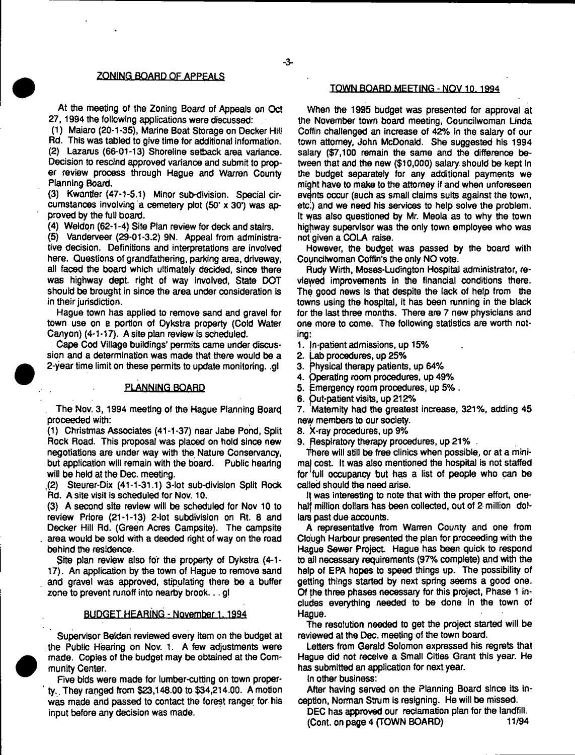## ZONING BOARD OF APPEALS

At the meeting of the Zoning Board of Appeals on Oct 27, 1994 the following applications were discussed:

(1) Maiaro (20-1-35), Marine Boat Storage on Decker Hill Rd. This was tabled to give time for additional information.
(2) Lazarus (66-01-13) Shoreline setback area variance. Decision to rescind approved variance and submit to proper review process through Hague and Warren County Planning Board.
(3) Kwantler (47-1-5.1) Minor sub-division. Special circumstances involving a cemetery plot (50' x 30') was approved by the full board.
(4) Weldon (62-1-4) Site Plan review for deck and stairs.
(5) Vanderveer (29-01-3.2) 9N. Appeal from administrative decision. Definitions and interpretations are involved here. Questions of grandfathering, parking area, driveway, all faced the board which ultimately decided, since there was highway dept. right of way involved, State DOT should be brought in since the area under consideration is in their jurisdiction.

Hague town has applied to remove sand and gravel for town use on a portion of Dykstra property (Cold Water Canyon) (4-1-17). A site plan review is scheduled.

Cape Cod Village buildings' permits came under discussion and a determination was made that there would be a 2-year time limit on these permits to update monitoring. ..gl

## PLANNING BOARD

The Nov. 3, 1994 meeting of the Hague Planning Board proceeded with:

(1) Christmas Associates (41-1-37) near Jabe Pond, Split Rock Road. This proposal was placed on hold since new negotiations are under way with the Nature Conservancy, but application will remain with the board. Public hearing will be held at the Dec. meeting.
(2) Steurer-Dix (41-1-31.1) 3-lot sub-division Split Rock Rd. A site visit is scheduled for Nov. 10.
(3) A second site review will be scheduled for Nov 10 to review Priore (21-1-13) 2-lot subdivision on Rt. 8 and Decker Hill Rd. (Green Acres Campsite). The campsite area would be sold with a deeded right of way on the road behind the residence.

Site plan review also for the property of Dykstra (4-1-17). An application by the town of Hague to remove sand and gravel was approved, stipulating there be a buffer zone to prevent runoff into nearby brook. . . gl

## BUDGET HEARING - November 1, 1994

Supervisor Belden reviewed every item on the budget at the Public Hearing on Nov. 1. A few adjustments were made. Copies of the budget may be obtained at the Community Center.

Five bids were made for lumber-cutting on town property. They ranged from $23,148.00 to $34,214.00. A motion was made and passed to contact the forest ranger for his input before any decision was made.

## TOWN BOARD MEETING - NOV 10, 1994

When the 1995 budget was presented for approval at the November town board meeting, Councilwoman Linda Coffin challenged an increase of 42% in the salary of our town attorney, John McDonald. She suggested his 1994 salary ($7,100 remain the same and the difference between that and the new ($10,000) salary should be kept in the budget separately for any additional payments we might have to make to the attorney if and when unforeseen events occur (such as small claims suits against the town, etc.) and we need his services to help solve the problem. It was also questioned by Mr. Meola as to why the town highway supervisor was the only town employee who was not given a COLA raise.

However, the budget was passed by the board with Councilwoman Coffin's the only NO vote.

Rudy Wirth, Moses-Ludington Hospital administrator, reviewed improvements in the financial conditions there. The good news is that despite the lack of help from the towns using the hospital, it has been running in the black for the last three months. There are 7 new physicians and one more to come. The following statistics are worth noting:

1. In-patient admissions, up 15%
2. Lab procedures, up 25%
3. Physical therapy patients, up 64%
4. Operating room procedures, up 49%
5. Emergency room procedures, up 5%.
6. Out-patient visits, up 212%
7. Maternity had the greatest increase, 321%, adding 45 new members to our society.
8. X-ray procedures, up 9%
9. Respiratory therapy procedures, up 21%

There will still be free clinics when possible, or at a minimal cost. It was also mentioned the hospital is not staffed for full occupancy but has a list of people who can be called should the need arise.

It was interesting to note that with the proper effort, one-half million dollars has been collected, out of 2 million dollars past due accounts.

A representative from Warren County and one from Clough Harbour presented the plan for proceeding with the Hague Sewer Project. Hague has been quick to respond to all necessary requirements (97% complete) and with the help of EPA hopes to speed things up. The possibility of getting things started by next spring seems a good one. Of the three phases necessary for this project, Phase 1 includes everything needed to be done in the town of Hague.

The resolution needed to get the project started will be reviewed at the Dec. meeting of the town board.

Letters from Gerald Solomon expressed his regrets that Hague did not receive a Small Cities Grant this year. He has submitted an application for next year.

In other business:

After having served on the Planning Board since its inception, Norman Strum is resigning. He will be missed.

DEC has approved our reclamation plan for the landfill.

(Cont. on page 4 (TOWN BOARD)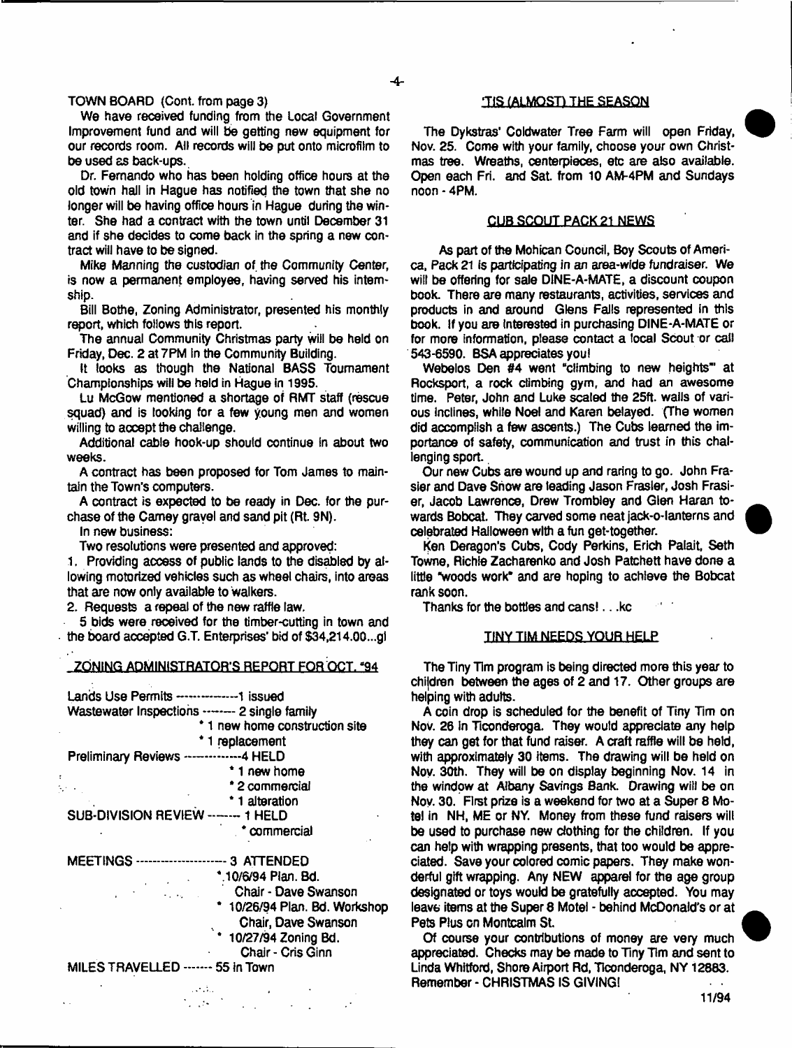TOWN BOARD (Cont. from page 3)

We have received funding from the Local Government Improvement fund and will be getting new equipment for our records room. All records will be put onto microfilm to be used as back-ups.

Dr. Fernando who has been holding office hours at the old town hall in Hague has notified the town that she no longer will be having office hours in Hague during the winter. She had a contract with the town until December 31 and if she decides to come back in the spring a new contract will have to be signed.

Mike Manning the custodian of the Community Center, is now a permanent employee, having served his internship.

Bill Bothe, Zoning Administrator, presented his monthly report, which follows this report.

The annual Community Christmas party will be held on Friday, Dec. 2 at 7PM in the Community Building.

It looks as though the National BASS Tournament Championships will be held in Hague in 1995.

Lu McGow mentioned a shortage of RMT staff (rescue squad) and is looking for a few young men and women willing to accept the challenge.

Additional cable hook-up should continue in about two weeks.

A contract has been proposed for Tom James to maintain the Town's computers.

A contract is expected to be ready in Dec. for the purchase of the Carney gravel and sand pit (Rt. 9N).

In new business:

Two resolutions were presented and approved:

1. Providing access of public lands to the disabled by allowing motorized vehicles such as wheel chairs, into areas that are now only available to walkers.
2. Requests a repeal of the new raffle law.

5 bids were received for the timber-cutting in town and the board accepted G.T. Enterprises' bid of $34,214.00...gl

## ZONING ADMINISTRATOR'S REPORT FOR OCT. '94

Lands Use Permits -------------- 1 issued

Wastewater Inspections ------- 2 single family
- * 1 new home construction site
- * 1 replacement

Preliminary Reviews ------------- 4 HELD
- * 1 new home
- * 2 commercial
- * 1 alteration

SUB-DIVISION REVIEW ------- 1 HELD
- * commercial

MEETINGS --------------------- 3 ATTENDED
- * 10/6/94 Plan. Bd. Chair - Dave Swanson
- * 10/26/94 Plan. Bd. Workshop Chair, Dave Swanson
- * 10/27/94 Zoning Bd. Chair - Cris Ginn

MILES TRAVELLED ------- 55 in Town

## 'TIS (ALMOST) THE SEASON

The Dykstras' Coldwater Tree Farm will open Friday, Nov. 25. Come with your family, choose your own Christmas tree. Wreaths, centerpieces, etc are also available. Open each Fri. and Sat. from 10 AM-4PM and Sundays noon - 4PM.

## CUB SCOUT PACK 21 NEWS

As part of the Mohican Council, Boy Scouts of America, Pack 21 is participating in an area-wide fundraiser. We will be offering for sale DINE-A-MATE, a discount coupon book. There are many restaurants, activities, services and products in and around Glens Falls represented in this book. If you are interested in purchasing DINE-A-MATE or for more information, please contact a local Scout or call 543-6590. BSA appreciates you!

Webelos Den #4 went "climbing to new heights" at Rocksport, a rock climbing gym, and had an awesome time. Peter, John and Luke scaled the 25ft. walls of various inclines, while Noel and Karen belayed. (The women did accomplish a few ascents.) The Cubs learned the importance of safety, communication and trust in this challenging sport.

Our new Cubs are wound up and raring to go. John Frasier and Dave Snow are leading Jason Frasier, Josh Frasier, Jacob Lawrence, Drew Trombley and Glen Haran towards Bobcat. They carved some neat jack-o-lanterns and celebrated Halloween with a fun get-together.

Ken Deragon's Cubs, Cody Perkins, Erich Palait, Seth Towne, Richie Zacharenko and Josh Patchett have done a little "woods work" and are hoping to achieve the Bobcat rank soon.

Thanks for the bottles and cans! . . .kc

## TINY TIM NEEDS YOUR HELP

The Tiny Tim program is being directed more this year to children between the ages of 2 and 17. Other groups are helping with adults.

A coin drop is scheduled for the benefit of Tiny Tim on Nov. 26 in Ticonderoga. They would appreciate any help they can get for that fund raiser. A craft raffle will be held, with approximately 30 items. The drawing will be held on Nov. 30th. They will be on display beginning Nov. 14 in the window at Albany Savings Bank. Drawing will be on Nov. 30. First prize is a weekend for two at a Super 8 Motel in NH, ME or NY. Money from these fund raisers will be used to purchase new clothing for the children. If you can help with wrapping presents, that too would be appreciated. Save your colored comic papers. They make wonderful gift wrapping. Any NEW apparel for the age group designated or toys would be gratefully accepted. You may leave items at the Super 8 Motel - behind McDonald's or at Pets Plus on Montcalm St.

Of course your contributions of money are very much appreciated. Checks may be made to Tiny Tim and sent to Linda Whitford, Shore Airport Rd, Ticonderoga, NY 12883. Remember - CHRISTMAS IS GIVING!

11/94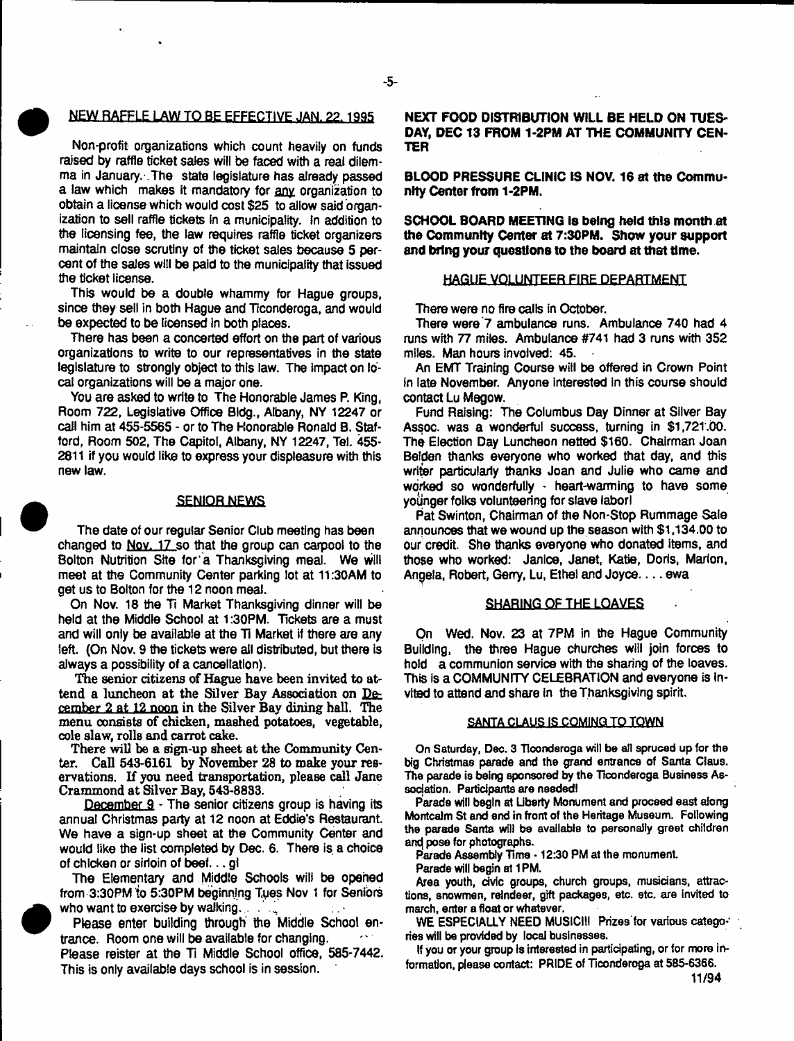## NEW RAFFLE LAW TO BE EFFECTIVE JAN. 22, 1995

Non-profit organizations which count heavily on funds raised by raffle ticket sales will be faced with a real dilemma in January. The state legislature has already passed a law which makes it mandatory for any organization to obtain a license which would cost $25 to allow said organization to sell raffle tickets in a municipality. In addition to the licensing fee, the law requires raffle ticket organizers maintain close scrutiny of the ticket sales because 5 percent of the sales will be paid to the municipality that issued the ticket license.

This would be a double whammy for Hague groups, since they sell in both Hague and Ticonderoga, and would be expected to be licensed in both places.

There has been a concerted effort on the part of various organizations to write to our representatives in the state legislature to strongly object to this law. The impact on local organizations will be a major one.

You are asked to write to The Honorable James P. King, Room 722, Legislative Office Bldg., Albany, NY 12247 or call him at 455-5565 - or to The Honorable Ronald B. Stafford, Room 502, The Capitol, Albany, NY 12247, Tel. 455-2811 if you would like to express your displeasure with this new law.

## SENIOR NEWS

The date of our regular Senior Club meeting has been changed to Nov. 17 so that the group can carpool to the Bolton Nutrition Site for a Thanksgiving meal. We will meet at the Community Center parking lot at 11:30AM to get us to Bolton for the 12 noon meal.

On Nov. 18 the Ti Market Thanksgiving dinner will be held at the Middle School at 1:30PM. Tickets are a must and will only be available at the Ti Market if there are any left. (On Nov. 9 the tickets were all distributed, but there is always a possibility of a cancellation).

The senior citizens of Hague have been invited to attend a luncheon at the Silver Bay Association on December 2 at 12 noon in the Silver Bay dining hall. The menu consists of chicken, mashed potatoes, vegetable, cole slaw, rolls and carrot cake.

There will be a sign-up sheet at the Community Center. Call 543-6161 by November 28 to make your reservations. If you need transportation, please call Jane Crammond at Silver Bay, 543-8833.

December 9 - The senior citizens group is having its annual Christmas party at 12 noon at Eddie's Restaurant. We have a sign-up sheet at the Community Center and would like the list completed by Dec. 6. There is a choice of chicken or sirloin of beef... gl

The Elementary and Middle Schools will be opened from 3:30PM to 5:30PM beginning Tues Nov 1 for Seniors who want to exercise by walking.

Please enter building through the Middle School entrance. Room one will be available for changing.

Please reister at the Ti Middle School office, 585-7442. This is only available days school is in session.

**NEXT FOOD DISTRIBUTION WILL BE HELD ON TUESDAY, DEC 13 FROM 1-2PM AT THE COMMUNITY CENTER**

**BLOOD PRESSURE CLINIC IS NOV. 16 at the Community Center from 1-2PM.**

**SCHOOL BOARD MEETING is being held this month at the Community Center at 7:30PM. Show your support and bring your questions to the board at that time.**

## HAGUE VOLUNTEER FIRE DEPARTMENT

There were no fire calls in October.

There were 7 ambulance runs. Ambulance 740 had 4 runs with 77 miles. Ambulance #741 had 3 runs with 352 miles. Man hours involved: 45.

An EMT Training Course will be offered in Crown Point in late November. Anyone interested in this course should contact Lu Megow.

Fund Raising: The Columbus Day Dinner at Silver Bay Assoc. was a wonderful success, turning in $1,721.00. The Election Day Luncheon netted $160. Chairman Joan Belden thanks everyone who worked that day, and this writer particularly thanks Joan and Julie who came and worked so wonderfully - heart-warming to have some younger folks volunteering for slave labor!

Pat Swinton, Chairman of the Non-Stop Rummage Sale announces that we wound up the season with $1,134.00 to our credit. She thanks everyone who donated items, and those who worked: Janice, Janet, Katie, Doris, Marion, Angela, Robert, Gerry, Lu, Ethel and Joyce.... ewa

## SHARING OF THE LOAVES

On Wed. Nov. 23 at 7PM in the Hague Community Building, the three Hague churches will join forces to hold a communion service with the sharing of the loaves. This is a COMMUNITY CELEBRATION and everyone is invited to attend and share in the Thanksgiving spirit.

## SANTA CLAUS IS COMING TO TOWN

On Saturday, Dec. 3 Ticonderoga will be all spruced up for the big Christmas parade and the grand entrance of Santa Claus. The parade is being sponsored by the Ticonderoga Business Association. Participants are needed!

Parade will begin at Liberty Monument and proceed east along Montcalm St and end in front of the Heritage Museum. Following the parade Santa will be available to personally greet children and pose for photographs.

Parade Assembly Time - 12:30 PM at the monument.

Parade will begin at 1PM.

Area youth, civic groups, church groups, musicians, attractions, snowmen, reindeer, gift packages, etc. etc. are invited to march, enter a float or whatever.

WE ESPECIALLY NEED MUSIC!!! Prizes for various categories will be provided by local businesses.

If you or your group is interested in participating, or for more information, please contact: PRIDE of Ticonderoga at 585-6366.

11/94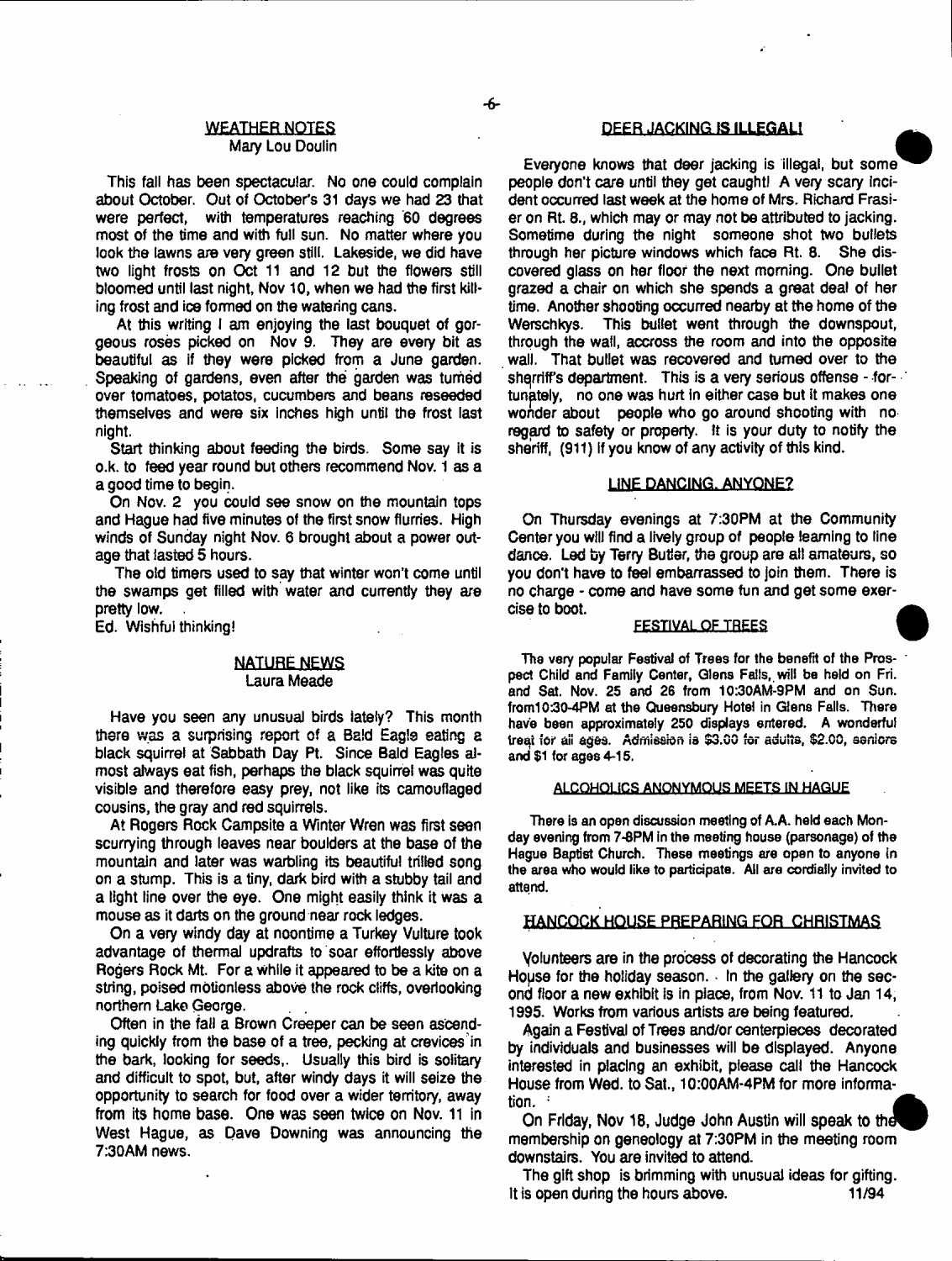## WEATHER NOTES

Mary Lou Doulin

This fall has been spectacular. No one could complain about October. Out of October's 31 days we had 23 that were perfect, with temperatures reaching 60 degrees most of the time and with full sun. No matter where you look the lawns are very green still. Lakeside, we did have two light frosts on Oct 11 and 12 but the flowers still bloomed until last night, Nov 10, when we had the first killing frost and ice formed on the watering cans.

At this writing I am enjoying the last bouquet of gorgeous roses picked on Nov 9. They are every bit as beautiful as if they were picked from a June garden. Speaking of gardens, even after the garden was turned over tomatoes, potatos, cucumbers and beans reseeded themselves and were six inches high until the frost last night.

Start thinking about feeding the birds. Some say it is o.k. to feed year round but others recommend Nov. 1 as a good time to begin.

On Nov. 2 you could see snow on the mountain tops and Hague had five minutes of the first snow flurries. High winds of Sunday night Nov. 6 brought about a power outage that lasted 5 hours.

The old timers used to say that winter won't come until the swamps get filled with water and currently they are pretty low.

Ed. Wishful thinking!

## NATURE NEWS

Laura Meade

Have you seen any unusual birds lately? This month there was a surprising report of a Bald Eagle eating a black squirrel at Sabbath Day Pt. Since Bald Eagles almost always eat fish, perhaps the black squirrel was quite visible and therefore easy prey, not like its camouflaged cousins, the gray and red squirrels.

At Rogers Rock Campsite a Winter Wren was first seen scurrying through leaves near boulders at the base of the mountain and later was warbling its beautiful trilled song on a stump. This is a tiny, dark bird with a stubby tail and a light line over the eye. One might easily think it was a mouse as it darts on the ground near rock ledges.

On a very windy day at noontime a Turkey Vulture took advantage of thermal updrafts to soar effortlessly above Rogers Rock Mt. For a while it appeared to be a kite on a string, poised motionless above the rock cliffs, overlooking northern Lake George.

Often in the fall a Brown Creeper can be seen ascending quickly from the base of a tree, pecking at crevices in the bark, looking for seeds,. Usually this bird is solitary and difficult to spot, but, after windy days it will seize the opportunity to search for food over a wider territory, away from its home base. One was seen twice on Nov. 11 in West Hague, as Dave Downing was announcing the 7:30AM news.

## DEER JACKING IS ILLEGAL!

Everyone knows that deer jacking is illegal, but some people don't care until they get caught! A very scary incident occurred last week at the home of Mrs. Richard Frasier on Rt. 8., which may or may not be attributed to jacking. Sometime during the night someone shot two bullets through her picture windows which face Rt. 8. She discovered glass on her floor the next morning. One bullet grazed a chair on which she spends a great deal of her time. Another shooting occurred nearby at the home of the Werschkys. This bullet went through the downspout, through the wall, accross the room and into the opposite wall. That bullet was recovered and turned over to the sherriff's department. This is a very serious offense - fortunately, no one was hurt in either case but it makes one wonder about people who go around shooting with no regard to safety or property. It is your duty to notify the sheriff, (911) if you know of any activity of this kind.

## LINE DANCING, ANYONE?

On Thursday evenings at 7:30PM at the Community Center you will find a lively group of people learning to line dance. Led by Terry Butler, the group are all amateurs, so you don't have to feel embarrassed to join them. There is no charge - come and have some fun and get some exercise to boot.

## FESTIVAL OF TREES

The very popular Festival of Trees for the benefit of the Prospect Child and Family Center, Glens Falls, will be held on Fri. and Sat. Nov. 25 and 26 from 10:30AM-9PM and on Sun. from10:30-4PM at the Queensbury Hotel in Glens Falls. There have been approximately 250 displays entered. A wonderful treat for all ages. Admission is $3.00 for adults, $2.00, seniors and $1 for ages 4-15.

## ALCOHOLICS ANONYMOUS MEETS IN HAGUE

There is an open discussion meeting of A.A. held each Monday evening from 7-8PM in the meeting house (parsonage) of the Hague Baptist Church. These meetings are open to anyone in the area who would like to participate. All are cordially invited to attend.

## HANCOCK HOUSE PREPARING FOR CHRISTMAS

Volunteers are in the process of decorating the Hancock House for the holiday season. In the gallery on the second floor a new exhibit is in place, from Nov. 11 to Jan 14, 1995. Works from various artists are being featured.

Again a Festival of Trees and/or centerpieces decorated by individuals and businesses will be displayed. Anyone interested in placing an exhibit, please call the Hancock House from Wed. to Sat., 10:00AM-4PM for more information.

On Friday, Nov 18, Judge John Austin will speak to the membership on geneology at 7:30PM in the meeting room downstairs. You are invited to attend.

The gift shop is brimming with unusual ideas for gifting. It is open during the hours above. 11/94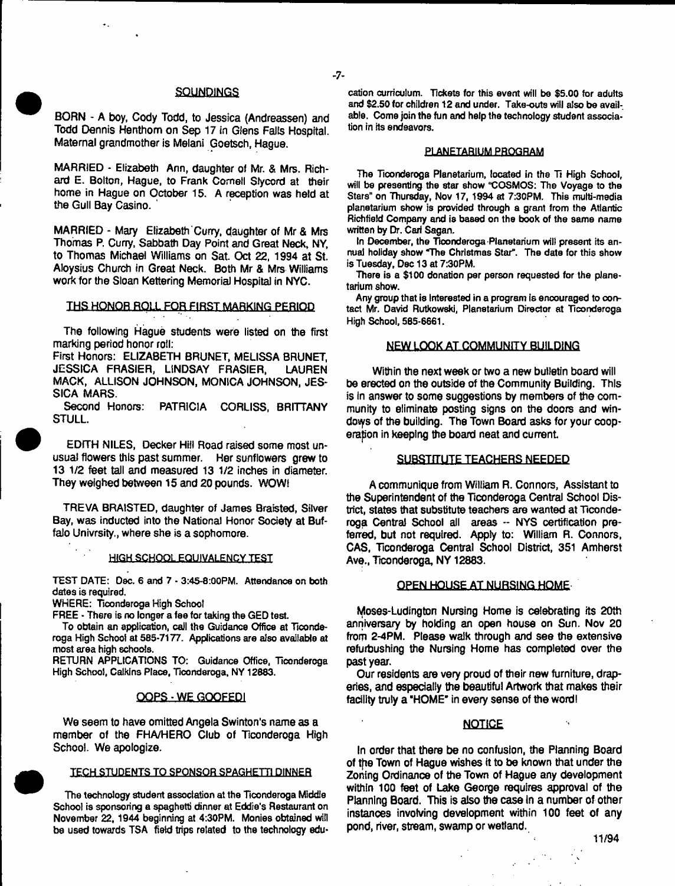## SOUNDINGS

BORN - A boy, Cody Todd, to Jessica (Andreassen) and Todd Dennis Henthom on Sep 17 in Glens Falls Hospital. Maternal grandmother is Melani Goetsch, Hague.

MARRIED - Elizabeth Ann, daughter of Mr. & Mrs. Richard E. Bolton, Hague, to Frank Cornell Slycord at their home in Hague on October 15. A reception was held at the Gull Bay Casino.

MARRIED - Mary Elizabeth Curry, daughter of Mr & Mrs Thomas P. Curry, Sabbath Day Point and Great Neck, NY, to Thomas Michael Williams on Sat. Oct 22, 1994 at St. Aloysius Church in Great Neck. Both Mr & Mrs Williams work for the Sloan Kettering Memorial Hospital in NYC.

## THS HONOR ROLL FOR FIRST MARKING PERIOD

The following Hague students were listed on the first marking period honor roll:

First Honors: ELIZABETH BRUNET, MELISSA BRUNET, JESSICA FRASIER, LINDSAY FRASIER, LAUREN MACK, ALLISON JOHNSON, MONICA JOHNSON, JESSICA MARS.

Second Honors: PATRICIA CORLISS, BRITTANY STULL.

EDITH NILES, Decker Hill Road raised some most unusual flowers this past summer. Her sunflowers grew to 13 1/2 feet tall and measured 13 1/2 inches in diameter. They weighed between 15 and 20 pounds. WOW!

TREVA BRAISTED, daughter of James Braisted, Silver Bay, was inducted into the National Honor Society at Buffalo Univrsity., where she is a sophomore.

## HIGH SCHOOL EQUIVALENCY TEST

TEST DATE: Dec. 6 and 7 - 3:45-8:00PM. Attendance on both dates is required.

WHERE: Ticonderoga High School

FREE - There is no longer a fee for taking the GED test.

To obtain an application, call the Guidance Office at Ticonderoga High School at 585-7177. Applications are also available at most area high schools.

RETURN APPLICATIONS TO: Guidance Office, Ticonderoga High School, Calkins Place, Ticonderoga, NY 12883.

## OOPS - WE GOOFED!

We seem to have omitted Angela Swinton's name as a member of the FHA/HERO Club of Ticonderoga High School. We apologize.

## TECH STUDENTS TO SPONSOR SPAGHETTI DINNER

The technology student association at the Ticonderoga Middle School is sponsoring a spaghetti dinner at Eddie's Restaurant on November 22, 1944 beginning at 4:30PM. Monies obtained will be used towards TSA field trips related to the technology education curriculum. Tickets for this event will be $5.00 for adults and $2.50 for children 12 and under. Take-outs will also be available. Come join the fun and help the technology student association in its endeavors.

## PLANETARIUM PROGRAM

The Ticonderoga Planetarium, located in the Ti High School, will be presenting the star show "COSMOS: The Voyage to the Stars" on Thursday, Nov 17, 1994 at 7:30PM. This multi-media planetarium show is provided through a grant from the Atlantic Richfield Company and is based on the book of the same name written by Dr. Carl Sagan.

In December, the Ticonderoga Planetarium will present its annual holiday show "The Christmas Star". The date for this show is Tuesday, Dec 13 at 7:30PM.

There is a $100 donation per person requested for the planetarium show.

Any group that is interested in a program is encouraged to contact Mr. David Rutkowski, Planetarium Director at Ticonderoga High School, 585-6661.

## NEW LOOK AT COMMUNITY BUILDING

Within the next week or two a new bulletin board will be erected on the outside of the Community Building. This is in answer to some suggestions by members of the community to eliminate posting signs on the doors and windows of the building. The Town Board asks for your cooperation in keeping the board neat and current.

## SUBSTITUTE TEACHERS NEEDED

A communique from William R. Connors, Assistant to the Superintendent of the Ticonderoga Central School District, states that substitute teachers are wanted at Ticonderoga Central School all areas -- NYS certification preferred, but not required. Apply to: William R. Connors, CAS, Ticonderoga Central School District, 351 Amherst Ave., Ticonderoga, NY 12883.

## OPEN HOUSE AT NURSING HOME

Moses-Ludington Nursing Home is celebrating its 20th anniversary by holding an open house on Sun. Nov 20 from 2-4PM. Please walk through and see the extensive refurbushing the Nursing Home has completed over the past year.

Our residents are very proud of their new furniture, draperies, and especially the beautiful Artwork that makes their facility truly a "HOME" in every sense of the word!

## NOTICE

In order that there be no confusion, the Planning Board of the Town of Hague wishes it to be known that under the Zoning Ordinance of the Town of Hague any development within 100 feet of Lake George requires approval of the Planning Board. This is also the case in a number of other instances involving development within 100 feet of any pond, river, stream, swamp or wetland.

11/94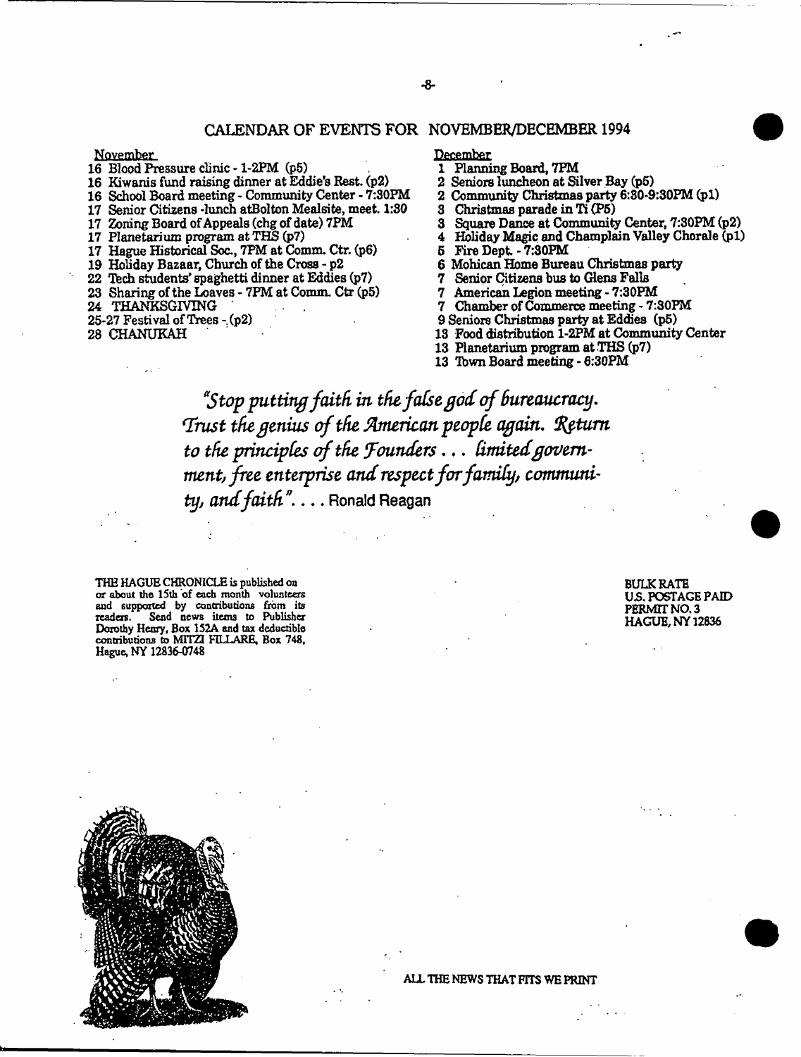# CALENDAR OF EVENTS FOR NOVEMBER/DECEMBER 1994

## November

16 Blood Pressure clinic - 1-2PM (p5)
16 Kiwanis fund raising dinner at Eddie's Rest. (p2)
16 School Board meeting - Community Center - 7:30PM
17 Senior Citizens -lunch atBolton Mealsite, meet. 1:30
17 Zoning Board of Appeals (chg of date) 7PM
17 Planetarium program at THS (p7)
17 Hague Historical Soc., 7PM at Comm. Ctr. (p6)
19 Holiday Bazaar, Church of the Cross - p2
22 Tech students' spaghetti dinner at Eddies (p7)
23 Sharing of the Loaves - 7PM at Comm. Ctr (p5)
24 THANKSGIVING
25-27 Festival of Trees - (p2)
28 CHANUKAH

## December

1 Planning Board, 7PM
2 Seniors luncheon at Silver Bay (p5)
2 Community Christmas party 6:30-9:30PM (p1)
3 Christmas parade in Ti (P5)
3 Square Dance at Community Center, 7:30PM (p2)
4 Holiday Magic and Champlain Valley Chorale (p1)
5 Fire Dept. - 7:30PM
6 Mohican Home Bureau Christmas party
7 Senior Citizens bus to Glens Falls
7 American Legion meeting - 7:30PM
7 Chamber of Commerce meeting - 7:30PM
9 Seniors Christmas party at Eddies (p5)
13 Food distribution 1-2PM at Community Center
13 Planetarium program at THS (p7)
13 Town Board meeting - 6:30PM

*"Stop putting faith in the false god of bureaucracy. Trust the genius of the American people again. Return to the principles of the Founders . . . limited government, free enterprise and respect for family, community, and faith". . . .* Ronald Reagan

THE HAGUE CHRONICLE is published on or about the 15th of each month volunteers and supported by contributions from its readers. Send news items to Publisher Dorothy Henry, Box 152A and tax deductible contributions to MITZI FILLARE, Box 748, Hague, NY 12836-0748

BULK RATE
U.S. POSTAGE PAID
PERMIT NO. 3
HAGUE, NY 12836

ALL THE NEWS THAT FITS WE PRINT